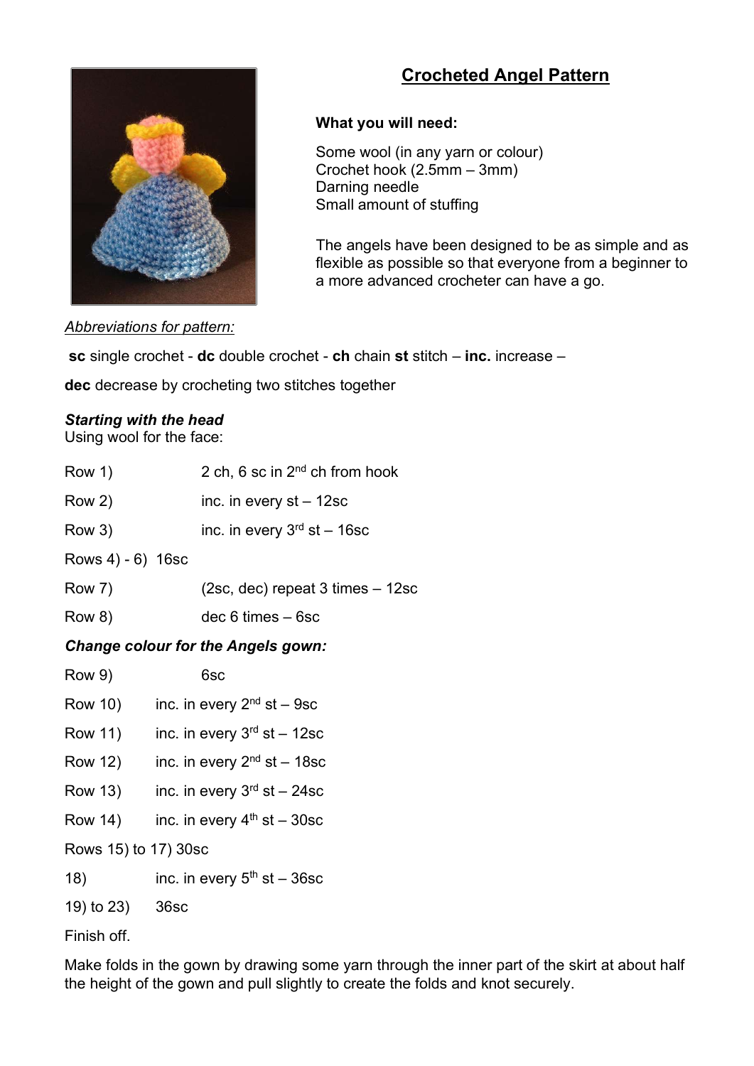# Crocheted Angel Pattern

**What you will need:**

Some wool (in any yarn or colour)
Crochet hook (2.5mm – 3mm)
Darning needle
Small amount of stuffing

The angels have been designed to be as simple and as flexible as possible so that everyone from a beginner to a more advanced crocheter can have a go.

*Abbreviations for pattern:*

**sc** single crochet - **dc** double crochet - **ch** chain **st** stitch – **inc.** increase –

**dec** decrease by crocheting two stitches together

***Starting with the head***
Using wool for the face:

Row 1) 2 ch, 6 sc in 2nd ch from hook

Row 2) inc. in every st – 12sc

Row 3) inc. in every 3rd st – 16sc

Rows 4) - 6) 16sc

Row 7) (2sc, dec) repeat 3 times – 12sc

Row 8) dec 6 times – 6sc

***Change colour for the Angels gown:***

Row 9) 6sc

Row 10) inc. in every 2nd st – 9sc

Row 11) inc. in every 3rd st – 12sc

Row 12) inc. in every 2nd st – 18sc

Row 13) inc. in every 3rd st – 24sc

Row 14) inc. in every 4th st – 30sc

Rows 15) to 17) 30sc

18) inc. in every 5th st – 36sc

19) to 23) 36sc

Finish off.

Make folds in the gown by drawing some yarn through the inner part of the skirt at about half the height of the gown and pull slightly to create the folds and knot securely.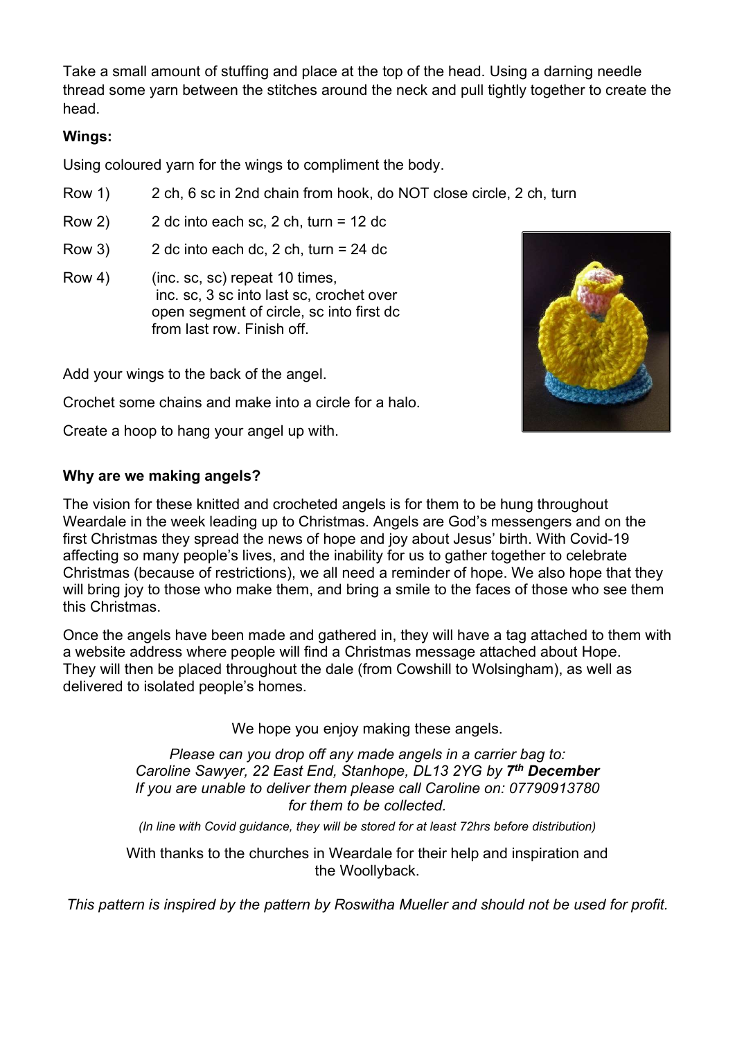Take a small amount of stuffing and place at the top of the head. Using a darning needle thread some yarn between the stitches around the neck and pull tightly together to create the head.

**Wings:**

Using coloured yarn for the wings to compliment the body.

Row 1) 2 ch, 6 sc in 2nd chain from hook, do NOT close circle, 2 ch, turn

Row 2) 2 dc into each sc, 2 ch, turn = 12 dc

Row 3) 2 dc into each dc, 2 ch, turn = 24 dc

Row 4) (inc. sc, sc) repeat 10 times, inc. sc, 3 sc into last sc, crochet over open segment of circle, sc into first dc from last row. Finish off.

Add your wings to the back of the angel.

Crochet some chains and make into a circle for a halo.

Create a hoop to hang your angel up with.

**Why are we making angels?**

The vision for these knitted and crocheted angels is for them to be hung throughout Weardale in the week leading up to Christmas. Angels are God's messengers and on the first Christmas they spread the news of hope and joy about Jesus' birth. With Covid-19 affecting so many people's lives, and the inability for us to gather together to celebrate Christmas (because of restrictions), we all need a reminder of hope. We also hope that they will bring joy to those who make them, and bring a smile to the faces of those who see them this Christmas.

Once the angels have been made and gathered in, they will have a tag attached to them with a website address where people will find a Christmas message attached about Hope. They will then be placed throughout the dale (from Cowshill to Wolsingham), as well as delivered to isolated people's homes.

We hope you enjoy making these angels.

*Please can you drop off any made angels in a carrier bag to:*
*Caroline Sawyer, 22 East End, Stanhope, DL13 2YG by* ***7th December***
*If you are unable to deliver them please call Caroline on: 07790913780 for them to be collected.*

*(In line with Covid guidance, they will be stored for at least 72hrs before distribution)*

With thanks to the churches in Weardale for their help and inspiration and the Woollyback.

*This pattern is inspired by the pattern by Roswitha Mueller and should not be used for profit.*